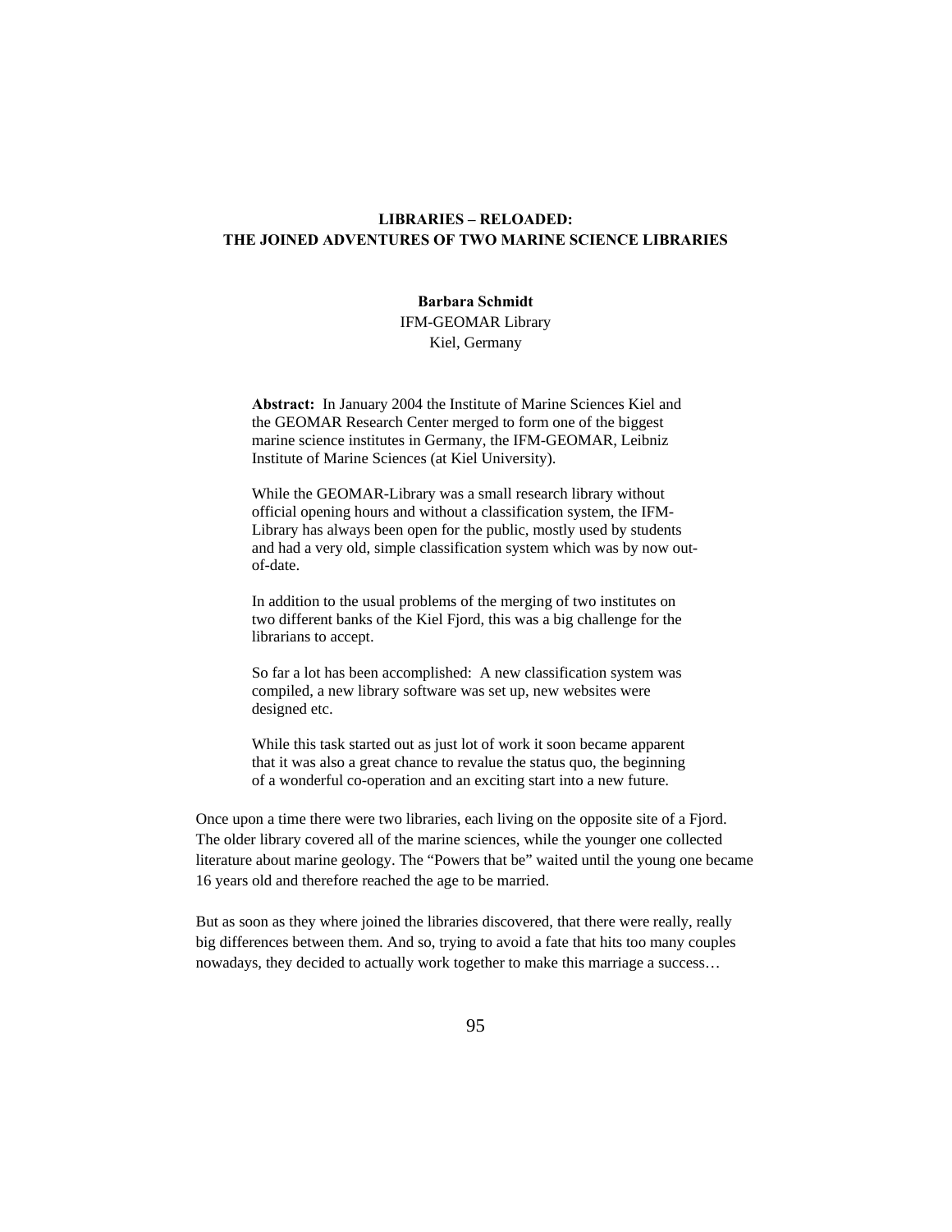# LIBRARIES – RELOADED: THE JOINED ADVENTURES OF TWO MARINE SCIENCE LIBRARIES

**Barbara Schmidt**
IFM-GEOMAR Library
Kiel, Germany

**Abstract:** In January 2004 the Institute of Marine Sciences Kiel and the GEOMAR Research Center merged to form one of the biggest marine science institutes in Germany, the IFM-GEOMAR, Leibniz Institute of Marine Sciences (at Kiel University).

While the GEOMAR-Library was a small research library without official opening hours and without a classification system, the IFM-Library has always been open for the public, mostly used by students and had a very old, simple classification system which was by now out-of-date.

In addition to the usual problems of the merging of two institutes on two different banks of the Kiel Fjord, this was a big challenge for the librarians to accept.

So far a lot has been accomplished: A new classification system was compiled, a new library software was set up, new websites were designed etc.

While this task started out as just lot of work it soon became apparent that it was also a great chance to revalue the status quo, the beginning of a wonderful co-operation and an exciting start into a new future.

Once upon a time there were two libraries, each living on the opposite site of a Fjord. The older library covered all of the marine sciences, while the younger one collected literature about marine geology. The "Powers that be" waited until the young one became 16 years old and therefore reached the age to be married.

But as soon as they where joined the libraries discovered, that there were really, really big differences between them. And so, trying to avoid a fate that hits too many couples nowadays, they decided to actually work together to make this marriage a success…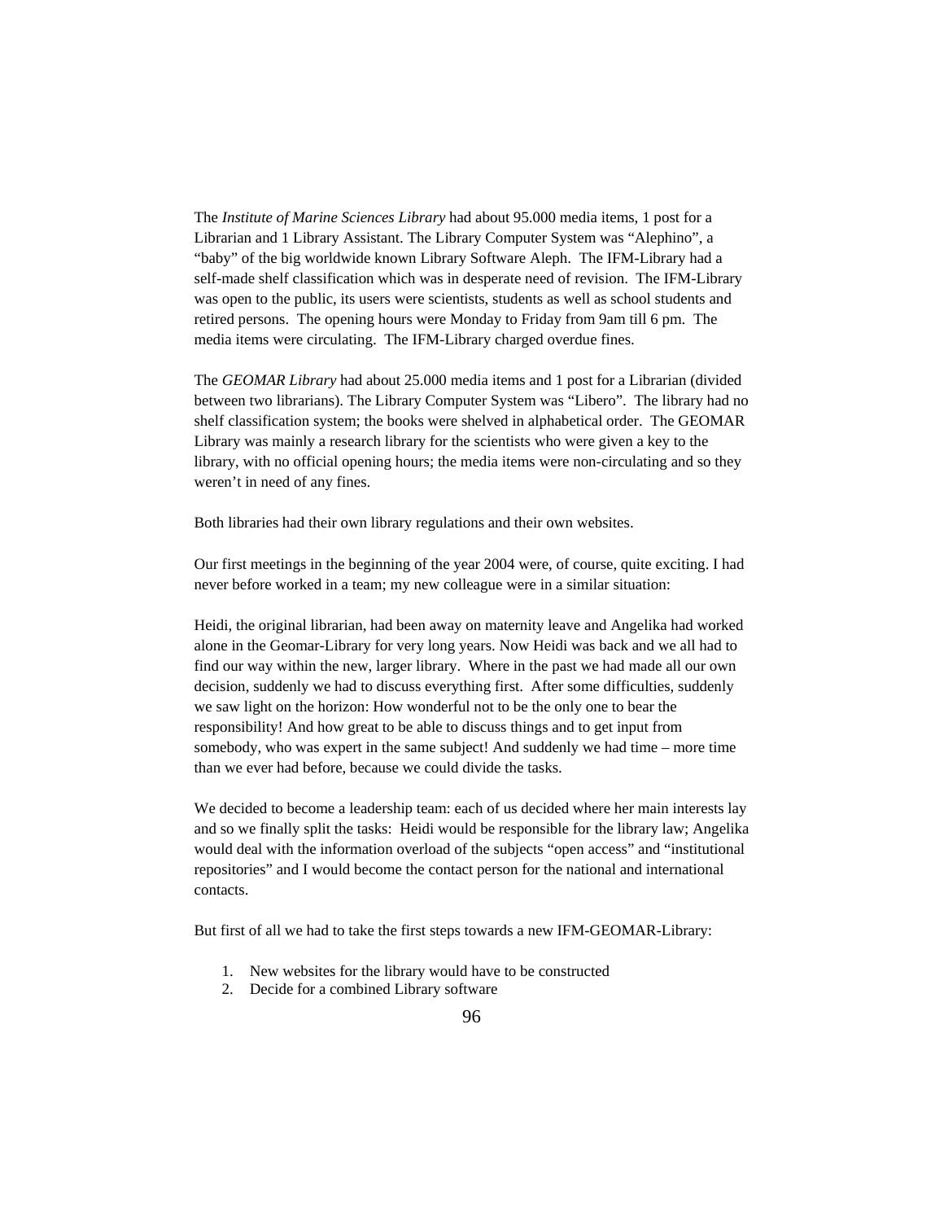The *Institute of Marine Sciences Library* had about 95.000 media items, 1 post for a Librarian and 1 Library Assistant. The Library Computer System was "Alephino", a "baby" of the big worldwide known Library Software Aleph. The IFM-Library had a self-made shelf classification which was in desperate need of revision. The IFM-Library was open to the public, its users were scientists, students as well as school students and retired persons. The opening hours were Monday to Friday from 9am till 6 pm. The media items were circulating. The IFM-Library charged overdue fines.

The *GEOMAR Library* had about 25.000 media items and 1 post for a Librarian (divided between two librarians). The Library Computer System was "Libero". The library had no shelf classification system; the books were shelved in alphabetical order. The GEOMAR Library was mainly a research library for the scientists who were given a key to the library, with no official opening hours; the media items were non-circulating and so they weren't in need of any fines.

Both libraries had their own library regulations and their own websites.

Our first meetings in the beginning of the year 2004 were, of course, quite exciting. I had never before worked in a team; my new colleague were in a similar situation:

Heidi, the original librarian, had been away on maternity leave and Angelika had worked alone in the Geomar-Library for very long years. Now Heidi was back and we all had to find our way within the new, larger library. Where in the past we had made all our own decision, suddenly we had to discuss everything first. After some difficulties, suddenly we saw light on the horizon: How wonderful not to be the only one to bear the responsibility! And how great to be able to discuss things and to get input from somebody, who was expert in the same subject! And suddenly we had time – more time than we ever had before, because we could divide the tasks.

We decided to become a leadership team: each of us decided where her main interests lay and so we finally split the tasks: Heidi would be responsible for the library law; Angelika would deal with the information overload of the subjects "open access" and "institutional repositories" and I would become the contact person for the national and international contacts.

But first of all we had to take the first steps towards a new IFM-GEOMAR-Library:

1. New websites for the library would have to be constructed
2. Decide for a combined Library software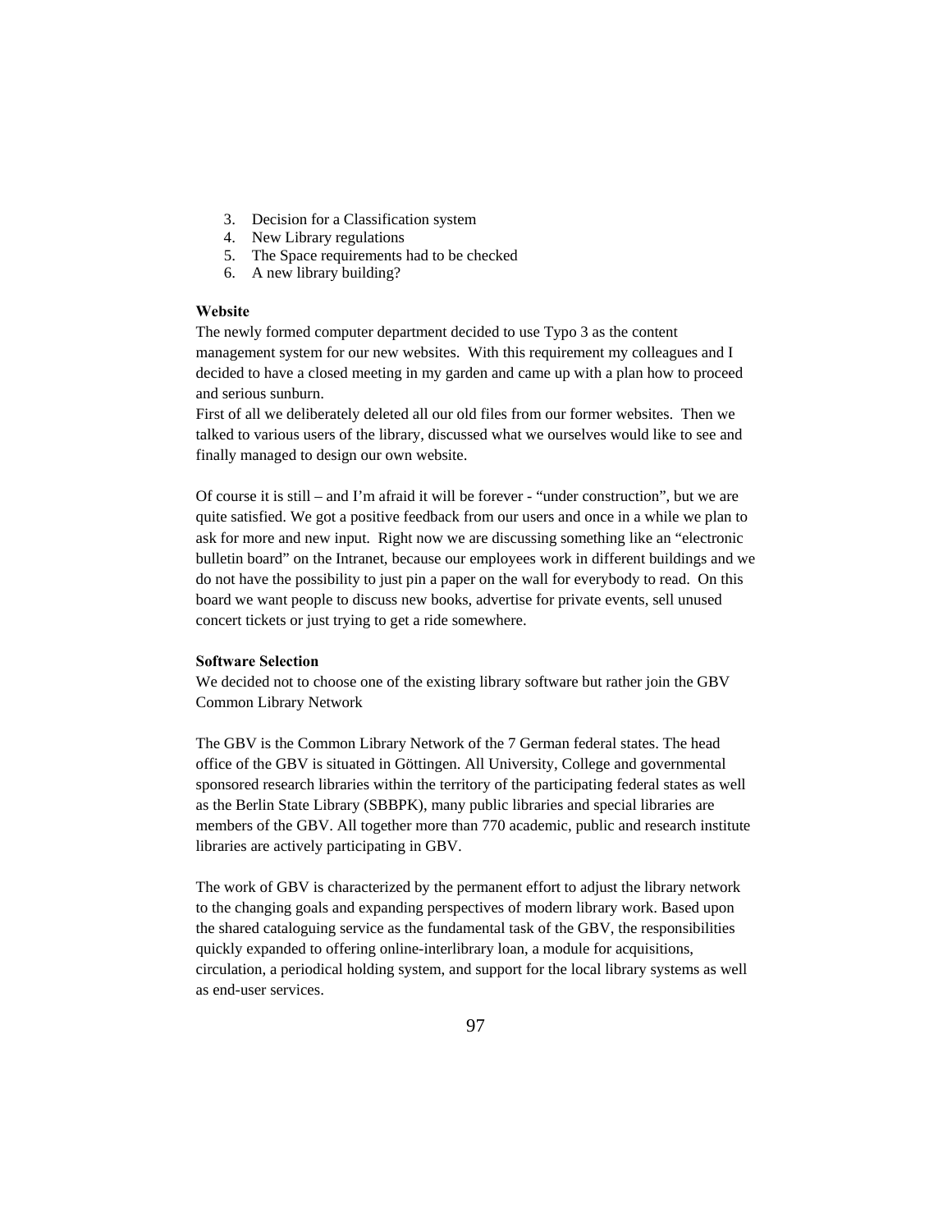3. Decision for a Classification system
4. New Library regulations
5. The Space requirements had to be checked
6. A new library building?

**Website**

The newly formed computer department decided to use Typo 3 as the content management system for our new websites. With this requirement my colleagues and I decided to have a closed meeting in my garden and came up with a plan how to proceed and serious sunburn.

First of all we deliberately deleted all our old files from our former websites. Then we talked to various users of the library, discussed what we ourselves would like to see and finally managed to design our own website.

Of course it is still – and I'm afraid it will be forever - "under construction", but we are quite satisfied. We got a positive feedback from our users and once in a while we plan to ask for more and new input. Right now we are discussing something like an "electronic bulletin board" on the Intranet, because our employees work in different buildings and we do not have the possibility to just pin a paper on the wall for everybody to read. On this board we want people to discuss new books, advertise for private events, sell unused concert tickets or just trying to get a ride somewhere.

**Software Selection**

We decided not to choose one of the existing library software but rather join the GBV Common Library Network

The GBV is the Common Library Network of the 7 German federal states. The head office of the GBV is situated in Göttingen. All University, College and governmental sponsored research libraries within the territory of the participating federal states as well as the Berlin State Library (SBBPK), many public libraries and special libraries are members of the GBV. All together more than 770 academic, public and research institute libraries are actively participating in GBV.

The work of GBV is characterized by the permanent effort to adjust the library network to the changing goals and expanding perspectives of modern library work. Based upon the shared cataloguing service as the fundamental task of the GBV, the responsibilities quickly expanded to offering online-interlibrary loan, a module for acquisitions, circulation, a periodical holding system, and support for the local library systems as well as end-user services.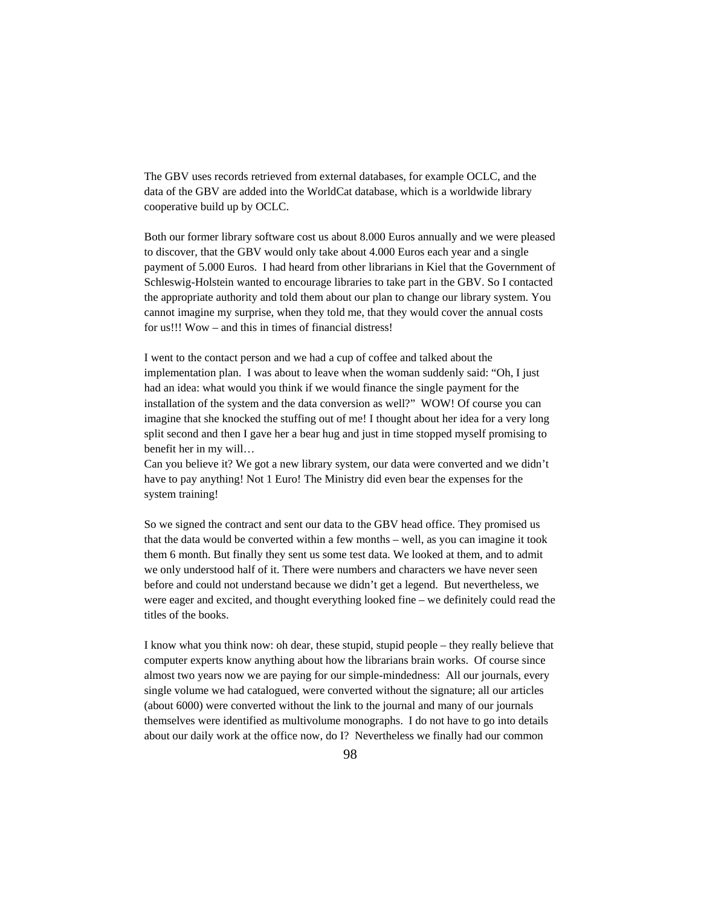The GBV uses records retrieved from external databases, for example OCLC, and the data of the GBV are added into the WorldCat database, which is a worldwide library cooperative build up by OCLC.

Both our former library software cost us about 8.000 Euros annually and we were pleased to discover, that the GBV would only take about 4.000 Euros each year and a single payment of 5.000 Euros. I had heard from other librarians in Kiel that the Government of Schleswig-Holstein wanted to encourage libraries to take part in the GBV. So I contacted the appropriate authority and told them about our plan to change our library system. You cannot imagine my surprise, when they told me, that they would cover the annual costs for us!!! Wow – and this in times of financial distress!

I went to the contact person and we had a cup of coffee and talked about the implementation plan. I was about to leave when the woman suddenly said: "Oh, I just had an idea: what would you think if we would finance the single payment for the installation of the system and the data conversion as well?" WOW! Of course you can imagine that she knocked the stuffing out of me! I thought about her idea for a very long split second and then I gave her a bear hug and just in time stopped myself promising to benefit her in my will…
Can you believe it? We got a new library system, our data were converted and we didn't have to pay anything! Not 1 Euro! The Ministry did even bear the expenses for the system training!

So we signed the contract and sent our data to the GBV head office. They promised us that the data would be converted within a few months – well, as you can imagine it took them 6 month. But finally they sent us some test data. We looked at them, and to admit we only understood half of it. There were numbers and characters we have never seen before and could not understand because we didn't get a legend. But nevertheless, we were eager and excited, and thought everything looked fine – we definitely could read the titles of the books.

I know what you think now: oh dear, these stupid, stupid people – they really believe that computer experts know anything about how the librarians brain works. Of course since almost two years now we are paying for our simple-mindedness: All our journals, every single volume we had catalogued, were converted without the signature; all our articles (about 6000) were converted without the link to the journal and many of our journals themselves were identified as multivolume monographs. I do not have to go into details about our daily work at the office now, do I? Nevertheless we finally had our common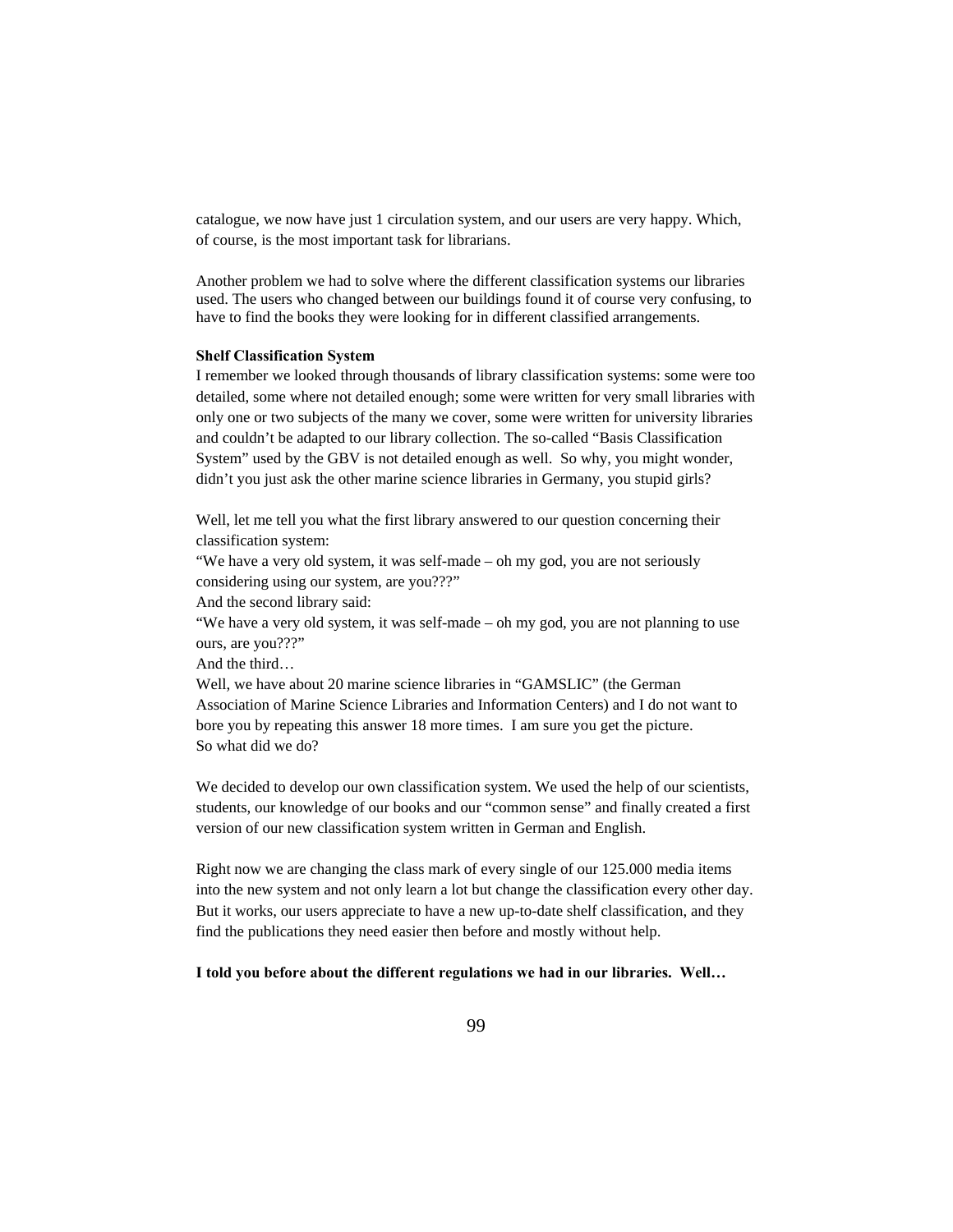catalogue, we now have just 1 circulation system, and our users are very happy. Which, of course, is the most important task for librarians.

Another problem we had to solve where the different classification systems our libraries used. The users who changed between our buildings found it of course very confusing, to have to find the books they were looking for in different classified arrangements.

**Shelf Classification System**

I remember we looked through thousands of library classification systems: some were too detailed, some where not detailed enough; some were written for very small libraries with only one or two subjects of the many we cover, some were written for university libraries and couldn't be adapted to our library collection. The so-called "Basis Classification System" used by the GBV is not detailed enough as well. So why, you might wonder, didn't you just ask the other marine science libraries in Germany, you stupid girls?

Well, let me tell you what the first library answered to our question concerning their classification system:
"We have a very old system, it was self-made – oh my god, you are not seriously considering using our system, are you???"
And the second library said:
"We have a very old system, it was self-made – oh my god, you are not planning to use ours, are you???"
And the third…
Well, we have about 20 marine science libraries in "GAMSLIC" (the German Association of Marine Science Libraries and Information Centers) and I do not want to bore you by repeating this answer 18 more times. I am sure you get the picture.
So what did we do?

We decided to develop our own classification system. We used the help of our scientists, students, our knowledge of our books and our "common sense" and finally created a first version of our new classification system written in German and English.

Right now we are changing the class mark of every single of our 125.000 media items into the new system and not only learn a lot but change the classification every other day. But it works, our users appreciate to have a new up-to-date shelf classification, and they find the publications they need easier then before and mostly without help.

**I told you before about the different regulations we had in our libraries. Well…**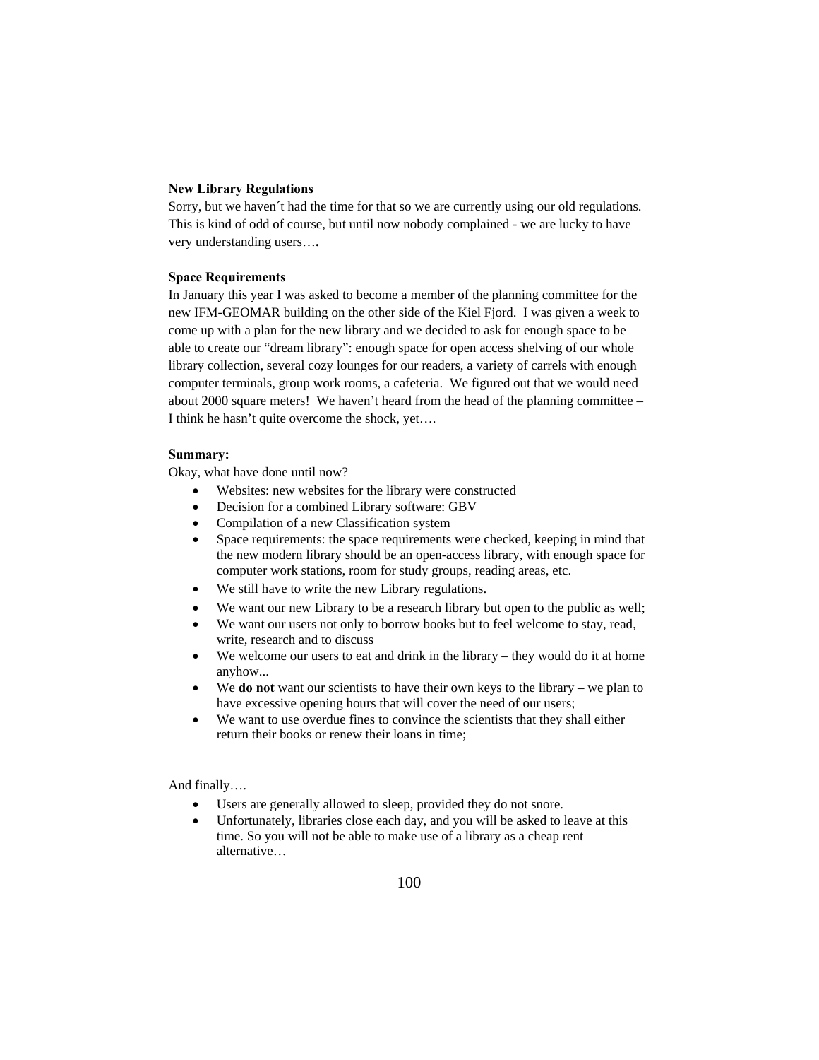**New Library Regulations**

Sorry, but we haven´t had the time for that so we are currently using our old regulations. This is kind of odd of course, but until now nobody complained - we are lucky to have very understanding users….

**Space Requirements**

In January this year I was asked to become a member of the planning committee for the new IFM-GEOMAR building on the other side of the Kiel Fjord. I was given a week to come up with a plan for the new library and we decided to ask for enough space to be able to create our "dream library": enough space for open access shelving of our whole library collection, several cozy lounges for our readers, a variety of carrels with enough computer terminals, group work rooms, a cafeteria. We figured out that we would need about 2000 square meters! We haven't heard from the head of the planning committee – I think he hasn't quite overcome the shock, yet….

**Summary:**

Okay, what have done until now?

- Websites: new websites for the library were constructed
- Decision for a combined Library software: GBV
- Compilation of a new Classification system
- Space requirements: the space requirements were checked, keeping in mind that the new modern library should be an open-access library, with enough space for computer work stations, room for study groups, reading areas, etc.
- We still have to write the new Library regulations.
- We want our new Library to be a research library but open to the public as well;
- We want our users not only to borrow books but to feel welcome to stay, read, write, research and to discuss
- We welcome our users to eat and drink in the library – they would do it at home anyhow...
- We **do not** want our scientists to have their own keys to the library – we plan to have excessive opening hours that will cover the need of our users;
- We want to use overdue fines to convince the scientists that they shall either return their books or renew their loans in time;

And finally….

- Users are generally allowed to sleep, provided they do not snore.
- Unfortunately, libraries close each day, and you will be asked to leave at this time. So you will not be able to make use of a library as a cheap rent alternative…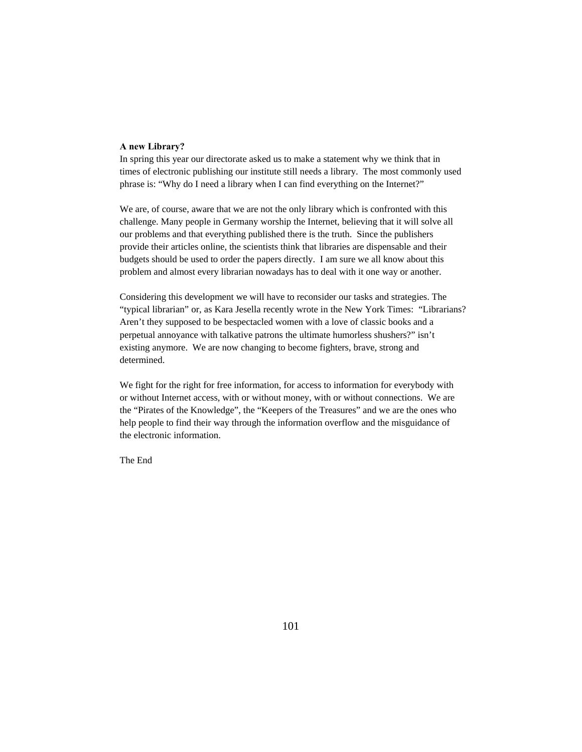**A new Library?**

In spring this year our directorate asked us to make a statement why we think that in times of electronic publishing our institute still needs a library. The most commonly used phrase is: "Why do I need a library when I can find everything on the Internet?"

We are, of course, aware that we are not the only library which is confronted with this challenge. Many people in Germany worship the Internet, believing that it will solve all our problems and that everything published there is the truth. Since the publishers provide their articles online, the scientists think that libraries are dispensable and their budgets should be used to order the papers directly. I am sure we all know about this problem and almost every librarian nowadays has to deal with it one way or another.

Considering this development we will have to reconsider our tasks and strategies. The "typical librarian" or, as Kara Jesella recently wrote in the New York Times: "Librarians? Aren't they supposed to be bespectacled women with a love of classic books and a perpetual annoyance with talkative patrons the ultimate humorless shushers?" isn't existing anymore. We are now changing to become fighters, brave, strong and determined.

We fight for the right for free information, for access to information for everybody with or without Internet access, with or without money, with or without connections. We are the "Pirates of the Knowledge", the "Keepers of the Treasures" and we are the ones who help people to find their way through the information overflow and the misguidance of the electronic information.

The End